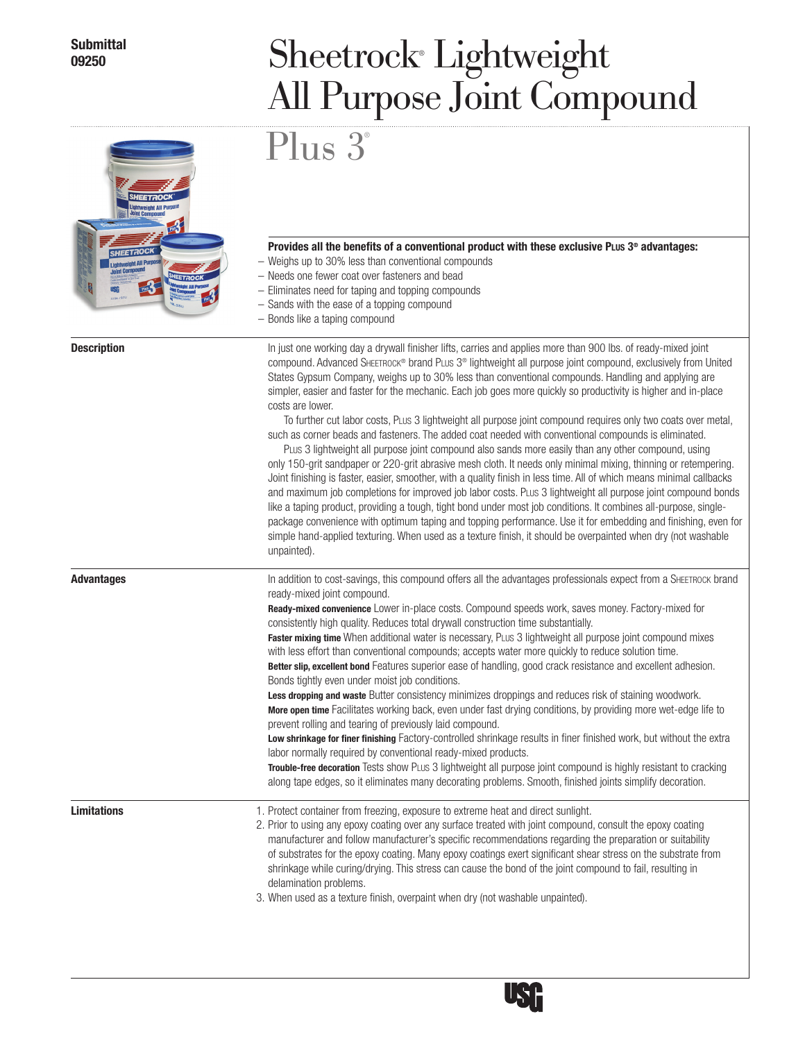**Submittal**
**09250**

# Sheetrock® Lightweight All Purpose Joint Compound Plus 3®

**Provides all the benefits of a conventional product with these exclusive Plus 3® advantages:**

– Weighs up to 30% less than conventional compounds
– Needs one fewer coat over fasteners and bead
– Eliminates need for taping and topping compounds
– Sands with the ease of a topping compound
– Bonds like a taping compound

## Description

In just one working day a drywall finisher lifts, carries and applies more than 900 lbs. of ready-mixed joint compound. Advanced Sheetrock® brand Plus 3® lightweight all purpose joint compound, exclusively from United States Gypsum Company, weighs up to 30% less than conventional compounds. Handling and applying are simpler, easier and faster for the mechanic. Each job goes more quickly so productivity is higher and in-place costs are lower.

To further cut labor costs, Plus 3 lightweight all purpose joint compound requires only two coats over metal, such as corner beads and fasteners. The added coat needed with conventional compounds is eliminated.

Plus 3 lightweight all purpose joint compound also sands more easily than any other compound, using only 150-grit sandpaper or 220-grit abrasive mesh cloth. It needs only minimal mixing, thinning or retempering. Joint finishing is faster, easier, smoother, with a quality finish in less time. All of which means minimal callbacks and maximum job completions for improved job labor costs. Plus 3 lightweight all purpose joint compound bonds like a taping product, providing a tough, tight bond under most job conditions. It combines all-purpose, single-package convenience with optimum taping and topping performance. Use it for embedding and finishing, even for simple hand-applied texturing. When used as a texture finish, it should be overpainted when dry (not washable unpainted).

## Advantages

In addition to cost-savings, this compound offers all the advantages professionals expect from a Sheetrock brand ready-mixed joint compound.

**Ready-mixed convenience** Lower in-place costs. Compound speeds work, saves money. Factory-mixed for consistently high quality. Reduces total drywall construction time substantially.

**Faster mixing time** When additional water is necessary, Plus 3 lightweight all purpose joint compound mixes with less effort than conventional compounds; accepts water more quickly to reduce solution time.

**Better slip, excellent bond** Features superior ease of handling, good crack resistance and excellent adhesion. Bonds tightly even under moist job conditions.

**Less dropping and waste** Butter consistency minimizes droppings and reduces risk of staining woodwork.

**More open time** Facilitates working back, even under fast drying conditions, by providing more wet-edge life to prevent rolling and tearing of previously laid compound.

**Low shrinkage for finer finishing** Factory-controlled shrinkage results in finer finished work, but without the extra labor normally required by conventional ready-mixed products.

**Trouble-free decoration** Tests show Plus 3 lightweight all purpose joint compound is highly resistant to cracking along tape edges, so it eliminates many decorating problems. Smooth, finished joints simplify decoration.

## Limitations

1. Protect container from freezing, exposure to extreme heat and direct sunlight.
2. Prior to using any epoxy coating over any surface treated with joint compound, consult the epoxy coating manufacturer and follow manufacturer's specific recommendations regarding the preparation or suitability of substrates for the epoxy coating. Many epoxy coatings exert significant shear stress on the substrate from shrinkage while curing/drying. This stress can cause the bond of the joint compound to fail, resulting in delamination problems.
3. When used as a texture finish, overpaint when dry (not washable unpainted).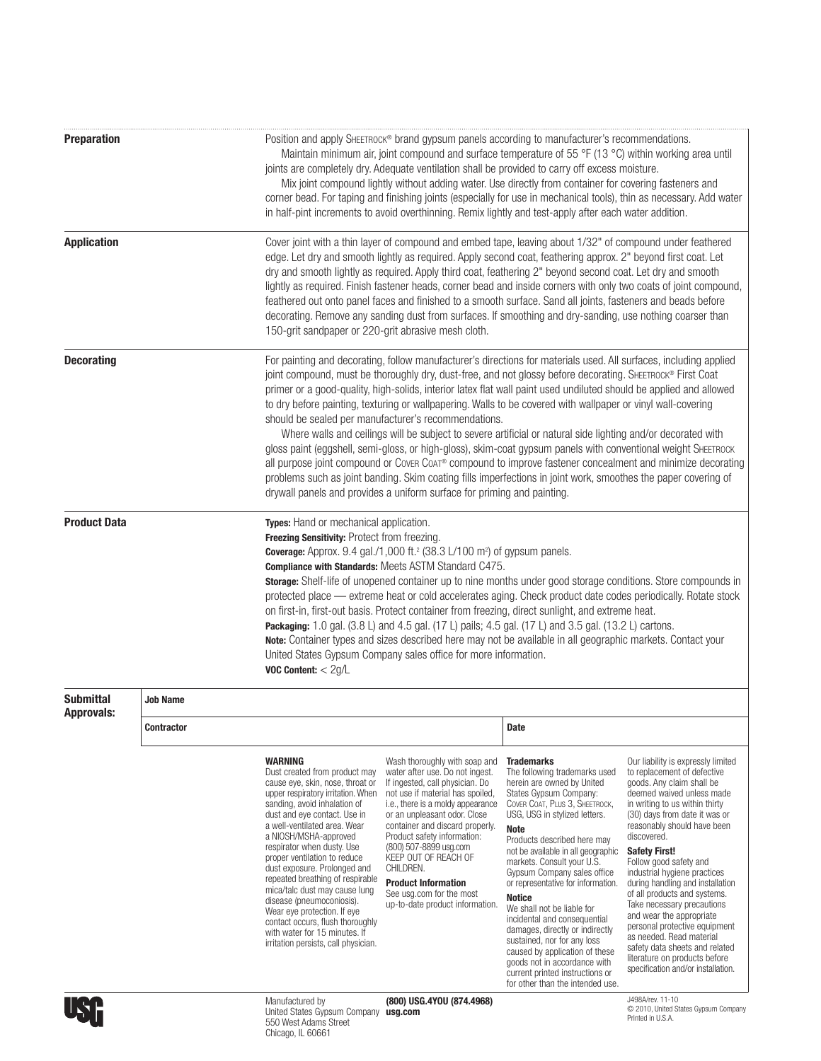## Preparation

Position and apply SHEETROCK® brand gypsum panels according to manufacturer's recommendations.

Maintain minimum air, joint compound and surface temperature of 55 °F (13 °C) within working area until joints are completely dry. Adequate ventilation shall be provided to carry off excess moisture.

Mix joint compound lightly without adding water. Use directly from container for covering fasteners and corner bead. For taping and finishing joints (especially for use in mechanical tools), thin as necessary. Add water in half-pint increments to avoid overthinning. Remix lightly and test-apply after each water addition.

## Application

Cover joint with a thin layer of compound and embed tape, leaving about 1/32" of compound under feathered edge. Let dry and smooth lightly as required. Apply second coat, feathering approx. 2" beyond first coat. Let dry and smooth lightly as required. Apply third coat, feathering 2" beyond second coat. Let dry and smooth lightly as required. Finish fastener heads, corner bead and inside corners with only two coats of joint compound, feathered out onto panel faces and finished to a smooth surface. Sand all joints, fasteners and beads before decorating. Remove any sanding dust from surfaces. If smoothing and dry-sanding, use nothing coarser than 150-grit sandpaper or 220-grit abrasive mesh cloth.

## Decorating

For painting and decorating, follow manufacturer's directions for materials used. All surfaces, including applied joint compound, must be thoroughly dry, dust-free, and not glossy before decorating. SHEETROCK® First Coat primer or a good-quality, high-solids, interior latex flat wall paint used undiluted should be applied and allowed to dry before painting, texturing or wallpapering. Walls to be covered with wallpaper or vinyl wall-covering should be sealed per manufacturer's recommendations.

Where walls and ceilings will be subject to severe artificial or natural side lighting and/or decorated with gloss paint (eggshell, semi-gloss, or high-gloss), skim-coat gypsum panels with conventional weight SHEETROCK all purpose joint compound or COVER COAT® compound to improve fastener concealment and minimize decorating problems such as joint banding. Skim coating fills imperfections in joint work, smoothes the paper covering of drywall panels and provides a uniform surface for priming and painting.

## Product Data

**Types:** Hand or mechanical application.
**Freezing Sensitivity:** Protect from freezing.
**Coverage:** Approx. 9.4 gal./1,000 ft.$^2$ (38.3 L/100 m$^2$) of gypsum panels.
**Compliance with Standards:** Meets ASTM Standard C475.
**Storage:** Shelf-life of unopened container up to nine months under good storage conditions. Store compounds in protected place — extreme heat or cold accelerates aging. Check product date codes periodically. Rotate stock on first-in, first-out basis. Protect container from freezing, direct sunlight, and extreme heat.
**Packaging:** 1.0 gal. (3.8 L) and 4.5 gal. (17 L) pails; 4.5 gal. (17 L) and 3.5 gal. (13.2 L) cartons.
**Note:** Container types and sizes described here may not be available in all geographic markets. Contact your United States Gypsum Company sales office for more information.
**VOC Content:** < 2g/L

## Submittal Approvals:

| | | |
|---|---|---|
| **Job Name** | | |
| **Contractor** | | **Date** |

**WARNING**
Dust created from product may cause eye, skin, nose, throat or upper respiratory irritation. When sanding, avoid inhalation of dust and eye contact. Use in a well-ventilated area. Wear a NIOSH/MSHA-approved respirator when dusty. Use proper ventilation to reduce dust exposure. Prolonged and repeated breathing of respirable mica/talc dust may cause lung disease (pneumoconiosis). Wear eye protection. If eye contact occurs, flush thoroughly with water for 15 minutes. If irritation persists, call physician. Wash thoroughly with soap and water after use. Do not ingest. If ingested, call physician. Do not use if material has spoiled, i.e., there is a moldy appearance or an unpleasant odor. Close container and discard properly. Product safety information: (800) 507-8899 usg.com
KEEP OUT OF REACH OF CHILDREN.

**Product Information**
See usg.com for the most up-to-date product information.

**Trademarks**
The following trademarks used herein are owned by United States Gypsum Company: COVER COAT, PLUS 3, SHEETROCK, USG, USG in stylized letters.

**Note**
Products described here may not be available in all geographic markets. Consult your U.S. Gypsum Company sales office or representative for information.

**Notice**
We shall not be liable for incidental and consequential damages, directly or indirectly sustained, nor for any loss caused by application of these goods not in accordance with current printed instructions or for other than the intended use. Our liability is expressly limited to replacement of defective goods. Any claim shall be deemed waived unless made in writing to us within thirty (30) days from date it was or reasonably should have been discovered.

**Safety First!**
Follow good safety and industrial hygiene practices during handling and installation of all products and systems. Take necessary precautions and wear the appropriate personal protective equipment as needed. Read material safety data sheets and related literature on products before specification and/or installation.

USG

Manufactured by
United States Gypsum Company
550 West Adams Street
Chicago, IL 60661

**(800) USG.4YOU (874.4968)**
**usg.com**

J498A/rev. 11-10
© 2010, United States Gypsum Company
Printed in U.S.A.